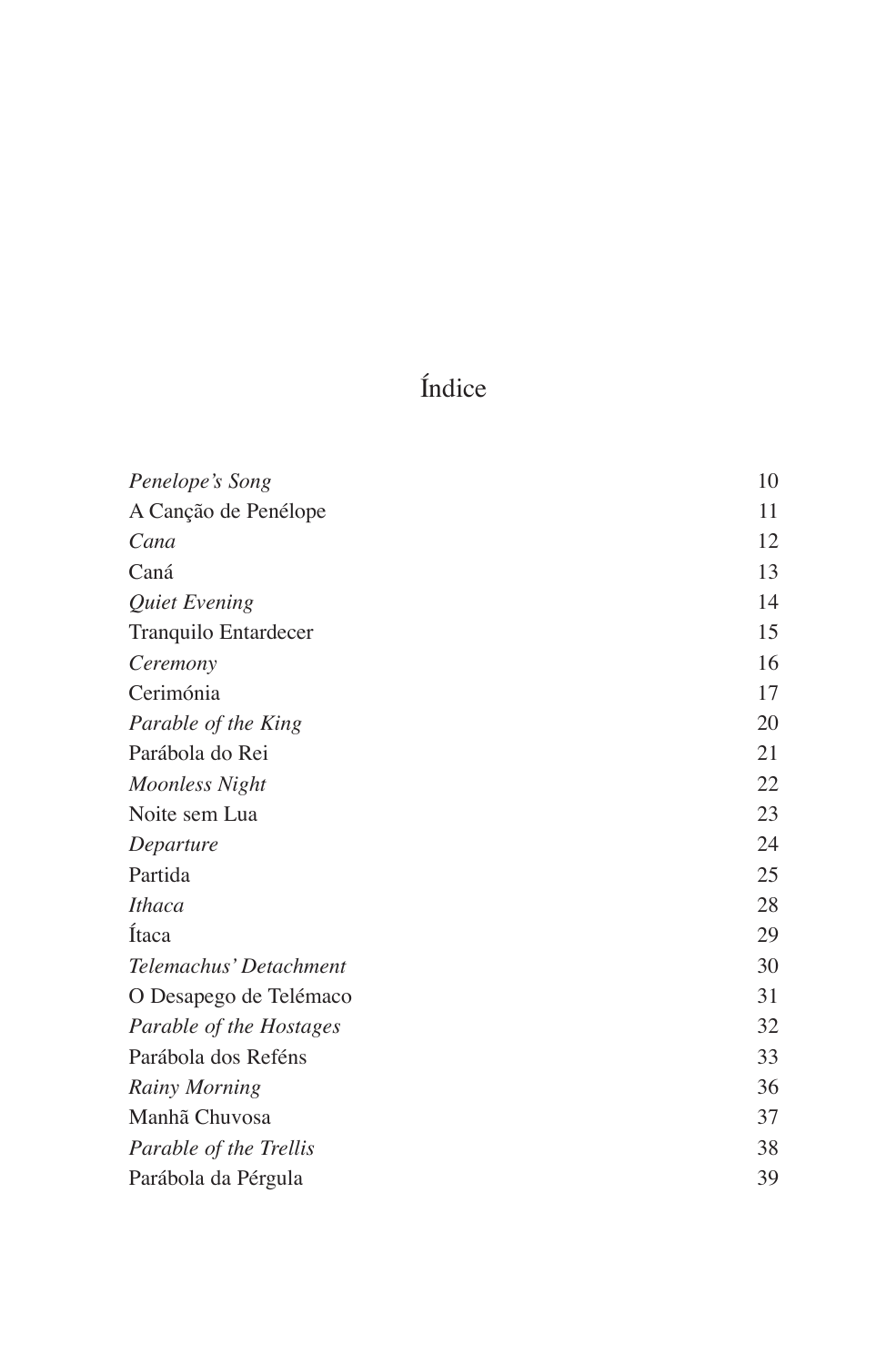# Índice

| | |
|---|---|
| *Penelope's Song* | 10 |
| A Canção de Penélope | 11 |
| *Cana* | 12 |
| Caná | 13 |
| *Quiet Evening* | 14 |
| Tranquilo Entardecer | 15 |
| *Ceremony* | 16 |
| Cerimónia | 17 |
| *Parable of the King* | 20 |
| Parábola do Rei | 21 |
| *Moonless Night* | 22 |
| Noite sem Lua | 23 |
| *Departure* | 24 |
| Partida | 25 |
| *Ithaca* | 28 |
| Ítaca | 29 |
| *Telemachus' Detachment* | 30 |
| O Desapego de Telémaco | 31 |
| *Parable of the Hostages* | 32 |
| Parábola dos Reféns | 33 |
| *Rainy Morning* | 36 |
| Manhã Chuvosa | 37 |
| *Parable of the Trellis* | 38 |
| Parábola da Pérgula | 39 |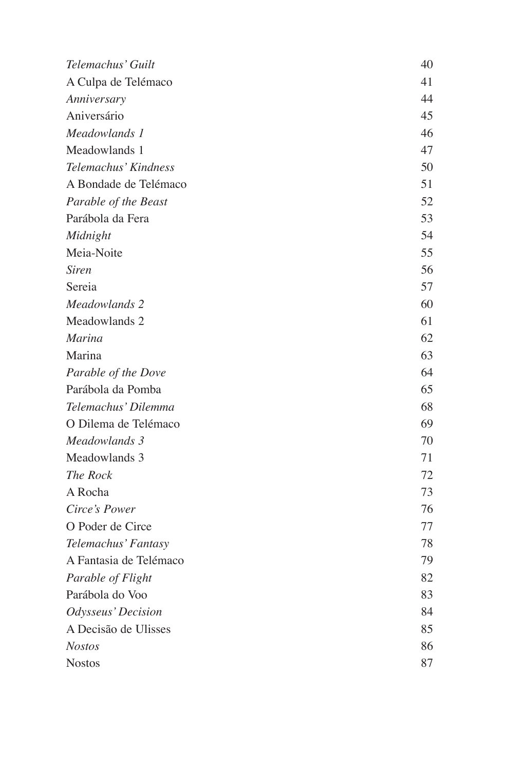| | |
|---|---|
| *Telemachus' Guilt* | 40 |
| A Culpa de Telémaco | 41 |
| *Anniversary* | 44 |
| Aniversário | 45 |
| *Meadowlands 1* | 46 |
| Meadowlands 1 | 47 |
| *Telemachus' Kindness* | 50 |
| A Bondade de Telémaco | 51 |
| *Parable of the Beast* | 52 |
| Parábola da Fera | 53 |
| *Midnight* | 54 |
| Meia-Noite | 55 |
| *Siren* | 56 |
| Sereia | 57 |
| *Meadowlands 2* | 60 |
| Meadowlands 2 | 61 |
| *Marina* | 62 |
| Marina | 63 |
| *Parable of the Dove* | 64 |
| Parábola da Pomba | 65 |
| *Telemachus' Dilemma* | 68 |
| O Dilema de Telémaco | 69 |
| *Meadowlands 3* | 70 |
| Meadowlands 3 | 71 |
| *The Rock* | 72 |
| A Rocha | 73 |
| *Circe's Power* | 76 |
| O Poder de Circe | 77 |
| *Telemachus' Fantasy* | 78 |
| A Fantasia de Telémaco | 79 |
| *Parable of Flight* | 82 |
| Parábola do Voo | 83 |
| *Odysseus' Decision* | 84 |
| A Decisão de Ulisses | 85 |
| *Nostos* | 86 |
| Nostos | 87 |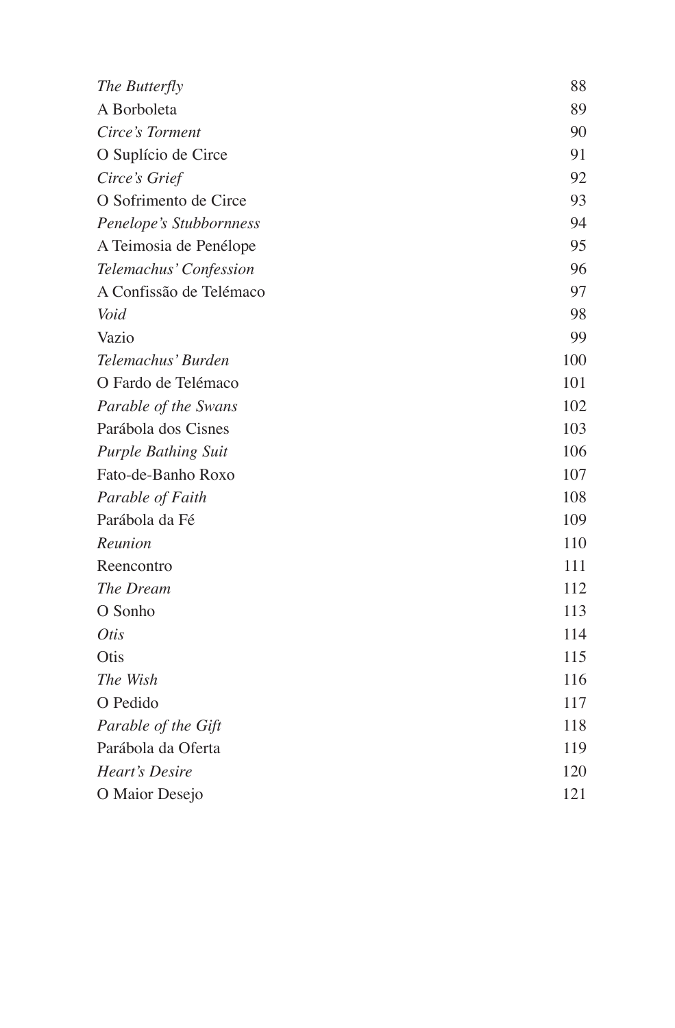| | |
|---|---|
| *The Butterfly* | 88 |
| A Borboleta | 89 |
| *Circe's Torment* | 90 |
| O Suplício de Circe | 91 |
| *Circe's Grief* | 92 |
| O Sofrimento de Circe | 93 |
| *Penelope's Stubbornness* | 94 |
| A Teimosia de Penélope | 95 |
| *Telemachus' Confession* | 96 |
| A Confissão de Telémaco | 97 |
| *Void* | 98 |
| Vazio | 99 |
| *Telemachus' Burden* | 100 |
| O Fardo de Telémaco | 101 |
| *Parable of the Swans* | 102 |
| Parábola dos Cisnes | 103 |
| *Purple Bathing Suit* | 106 |
| Fato-de-Banho Roxo | 107 |
| *Parable of Faith* | 108 |
| Parábola da Fé | 109 |
| *Reunion* | 110 |
| Reencontro | 111 |
| *The Dream* | 112 |
| O Sonho | 113 |
| *Otis* | 114 |
| Otis | 115 |
| *The Wish* | 116 |
| O Pedido | 117 |
| *Parable of the Gift* | 118 |
| Parábola da Oferta | 119 |
| *Heart's Desire* | 120 |
| O Maior Desejo | 121 |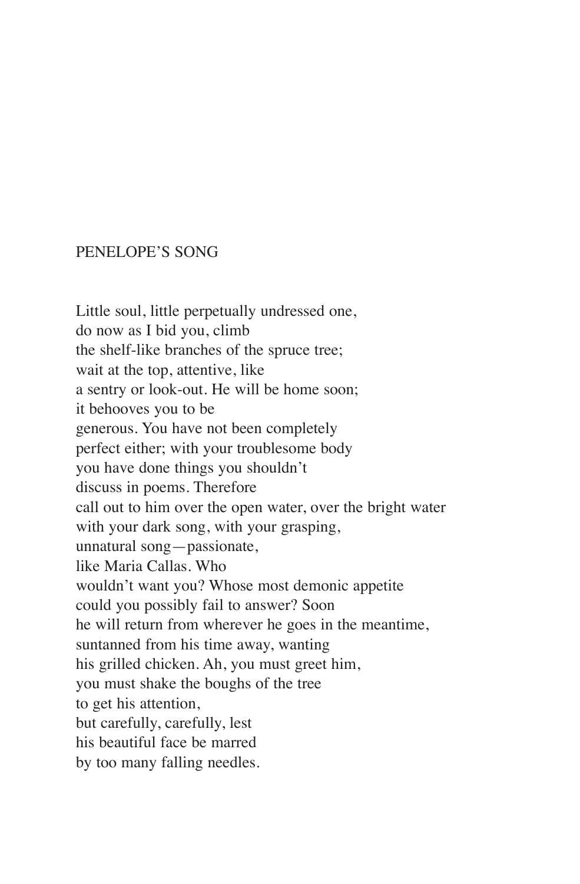# PENELOPE'S SONG

Little soul, little perpetually undressed one,
do now as I bid you, climb
the shelf-like branches of the spruce tree;
wait at the top, attentive, like
a sentry or look-out. He will be home soon;
it behooves you to be
generous. You have not been completely
perfect either; with your troublesome body
you have done things you shouldn't
discuss in poems. Therefore
call out to him over the open water, over the bright water
with your dark song, with your grasping,
unnatural song—passionate,
like Maria Callas. Who
wouldn't want you? Whose most demonic appetite
could you possibly fail to answer? Soon
he will return from wherever he goes in the meantime,
suntanned from his time away, wanting
his grilled chicken. Ah, you must greet him,
you must shake the boughs of the tree
to get his attention,
but carefully, carefully, lest
his beautiful face be marred
by too many falling needles.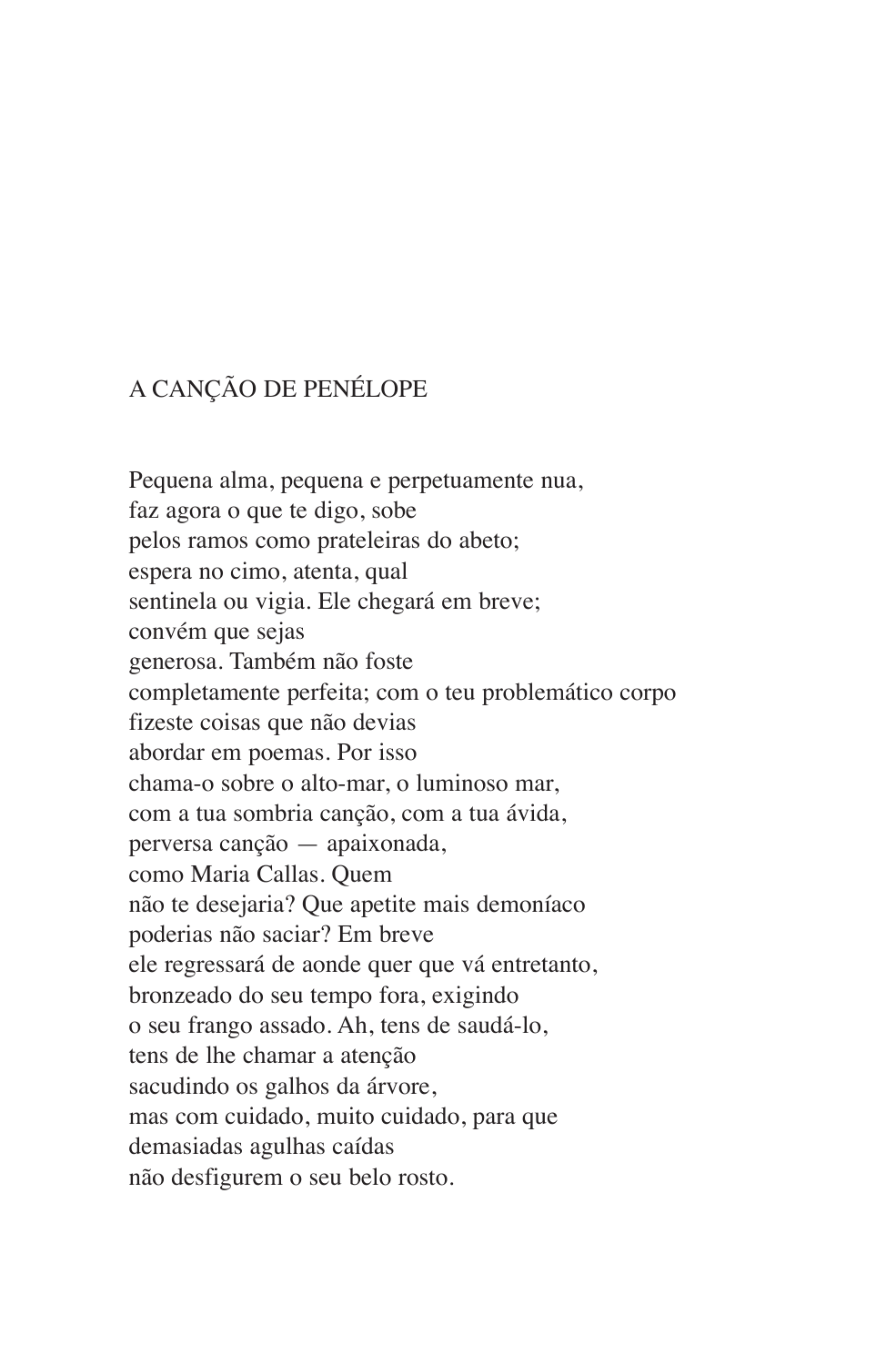## A CANÇÃO DE PENÉLOPE

Pequena alma, pequena e perpetuamente nua,  
faz agora o que te digo, sobe  
pelos ramos como prateleiras do abeto;  
espera no cimo, atenta, qual  
sentinela ou vigia. Ele chegará em breve;  
convém que sejas  
generosa. Também não foste  
completamente perfeita; com o teu problemático corpo  
fizeste coisas que não devias  
abordar em poemas. Por isso  
chama-o sobre o alto-mar, o luminoso mar,  
com a tua sombria canção, com a tua ávida,  
perversa canção — apaixonada,  
como Maria Callas. Quem  
não te desejaria? Que apetite mais demoníaco  
poderias não saciar? Em breve  
ele regressará de aonde quer que vá entretanto,  
bronzeado do seu tempo fora, exigindo  
o seu frango assado. Ah, tens de saudá-lo,  
tens de lhe chamar a atenção  
sacudindo os galhos da árvore,  
mas com cuidado, muito cuidado, para que  
demasiadas agulhas caídas  
não desfigurem o seu belo rosto.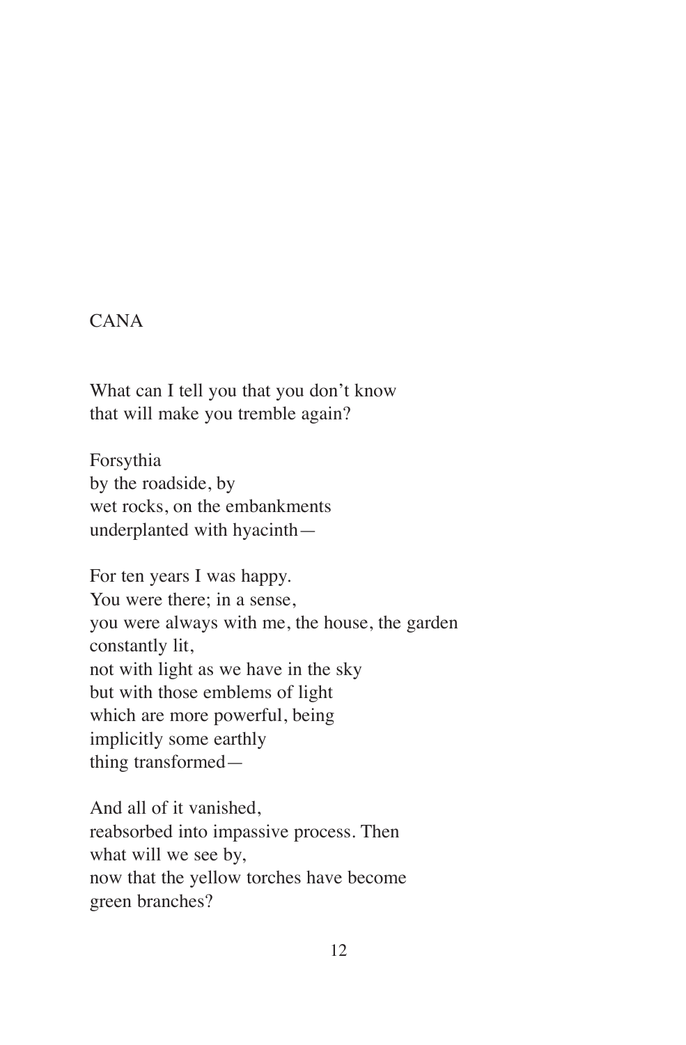## CANA

What can I tell you that you don't know  
that will make you tremble again?

Forsythia  
by the roadside, by  
wet rocks, on the embankments  
underplanted with hyacinth—

For ten years I was happy.  
You were there; in a sense,  
you were always with me, the house, the garden  
constantly lit,  
not with light as we have in the sky  
but with those emblems of light  
which are more powerful, being  
implicitly some earthly  
thing transformed—

And all of it vanished,  
reabsorbed into impassive process. Then  
what will we see by,  
now that the yellow torches have become  
green branches?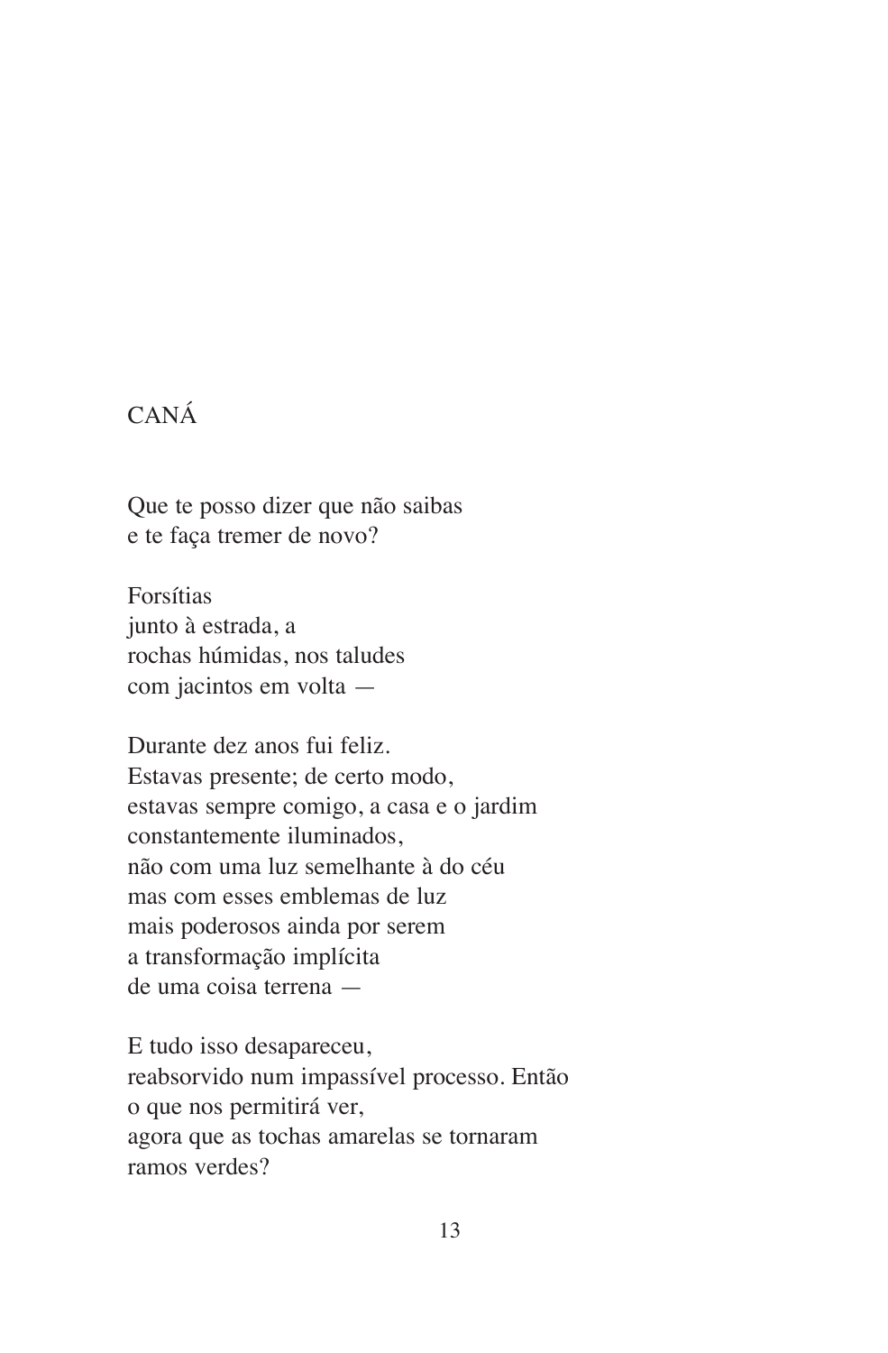## CANÁ

Que te posso dizer que não saibas
e te faça tremer de novo?

Forsítias
junto à estrada, a
rochas húmidas, nos taludes
com jacintos em volta —

Durante dez anos fui feliz.
Estavas presente; de certo modo,
estavas sempre comigo, a casa e o jardim
constantemente iluminados,
não com uma luz semelhante à do céu
mas com esses emblemas de luz
mais poderosos ainda por serem
a transformação implícita
de uma coisa terrena —

E tudo isso desapareceu,
reabsorvido num impassível processo. Então
o que nos permitirá ver,
agora que as tochas amarelas se tornaram
ramos verdes?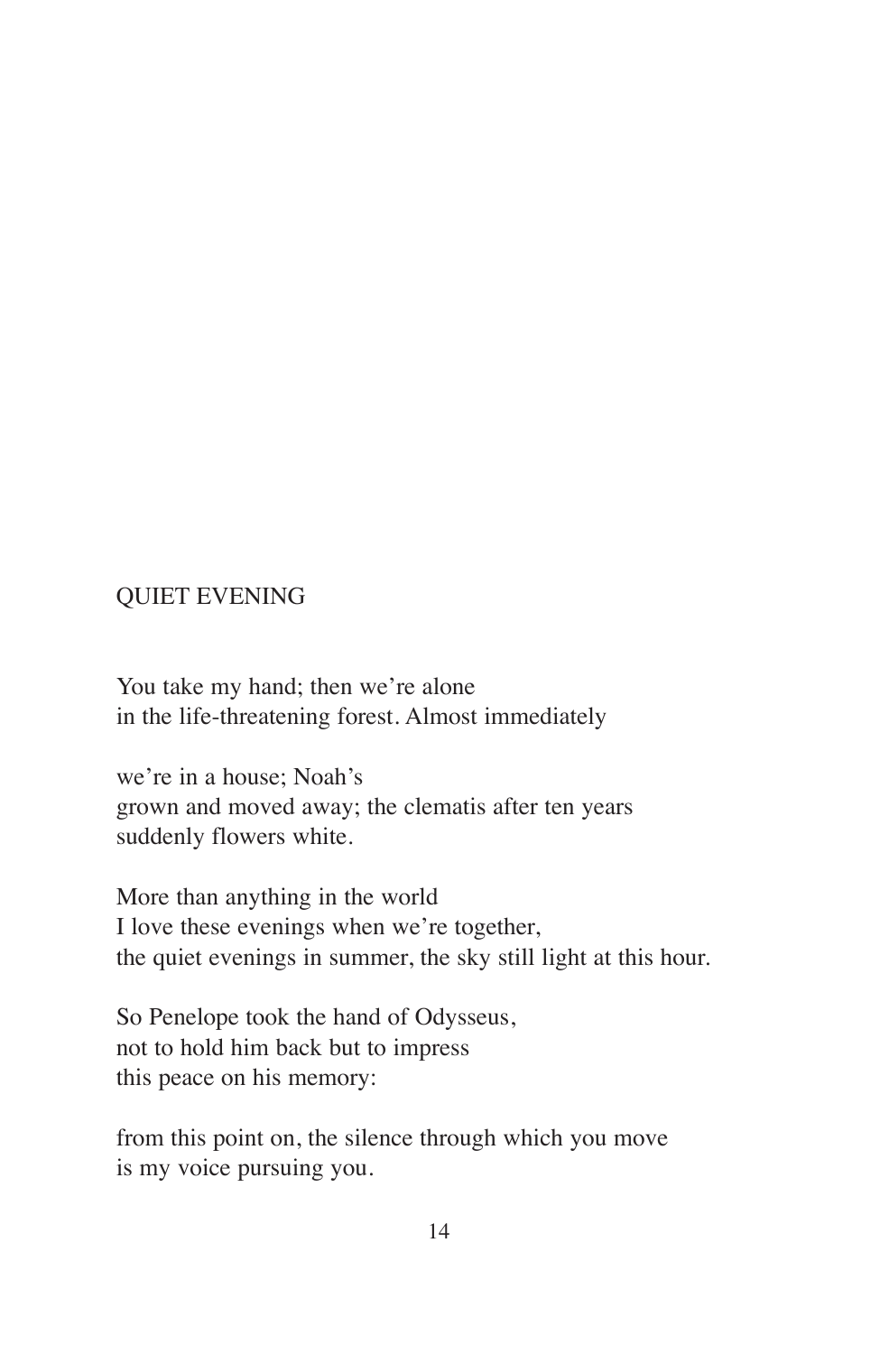# QUIET EVENING

You take my hand; then we're alone  
in the life-threatening forest. Almost immediately

we're in a house; Noah's  
grown and moved away; the clematis after ten years  
suddenly flowers white.

More than anything in the world  
I love these evenings when we're together,  
the quiet evenings in summer, the sky still light at this hour.

So Penelope took the hand of Odysseus,  
not to hold him back but to impress  
this peace on his memory:

from this point on, the silence through which you move  
is my voice pursuing you.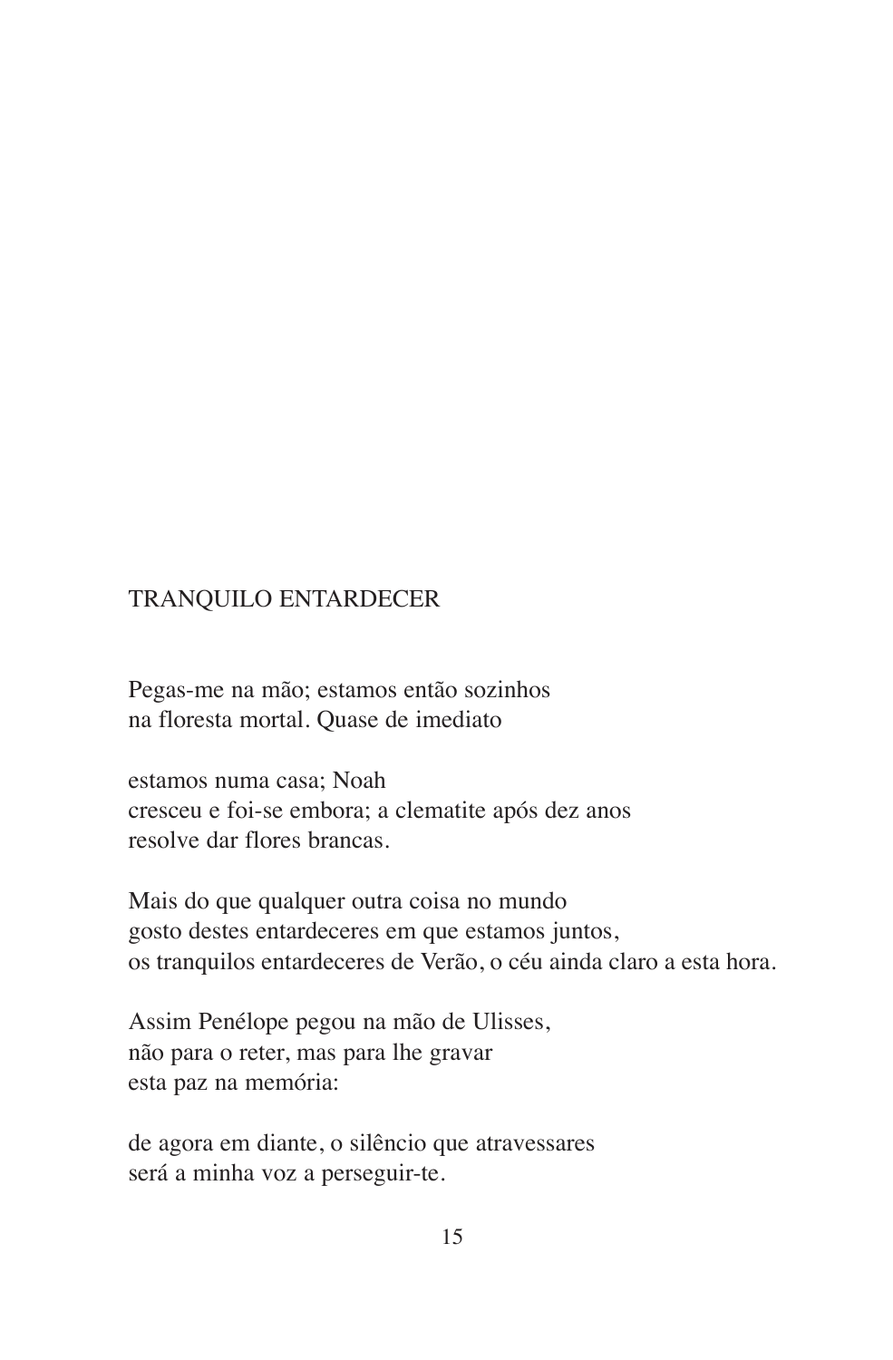## TRANQUILO ENTARDECER

Pegas-me na mão; estamos então sozinhos
na floresta mortal. Quase de imediato

estamos numa casa; Noah
cresceu e foi-se embora; a clematite após dez anos
resolve dar flores brancas.

Mais do que qualquer outra coisa no mundo
gosto destes entardeceres em que estamos juntos,
os tranquilos entardeceres de Verão, o céu ainda claro a esta hora.

Assim Penélope pegou na mão de Ulisses,
não para o reter, mas para lhe gravar
esta paz na memória:

de agora em diante, o silêncio que atravessares
será a minha voz a perseguir-te.